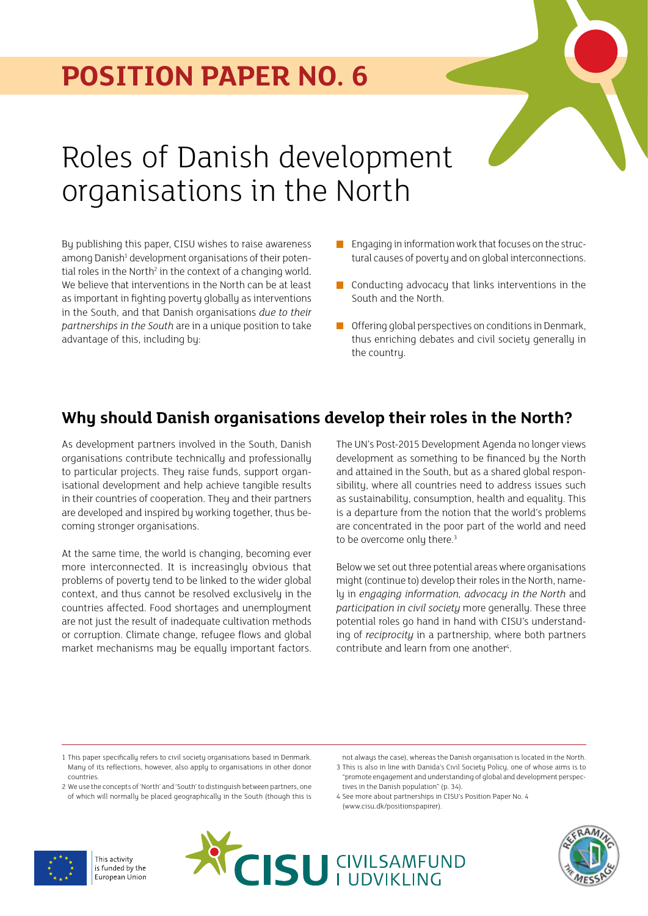# POSITION PAPER NO. 6

# Roles of Danish development organisations in the North

By publishing this paper, CISU wishes to raise awareness among Danish[1] development organisations of their potential roles in the North[2] in the context of a changing world. We believe that interventions in the North can be at least as important in fighting poverty globally as interventions in the South, and that Danish organisations *due to their partnerships in the South* are in a unique position to take advantage of this, including by:

- Engaging in information work that focuses on the structural causes of poverty and on global interconnections.
- Conducting advocacy that links interventions in the South and the North.
- Offering global perspectives on conditions in Denmark, thus enriching debates and civil society generally in the country.

## Why should Danish organisations develop their roles in the North?

As development partners involved in the South, Danish organisations contribute technically and professionally to particular projects. They raise funds, support organisational development and help achieve tangible results in their countries of cooperation. They and their partners are developed and inspired by working together, thus becoming stronger organisations.

At the same time, the world is changing, becoming ever more interconnected. It is increasingly obvious that problems of poverty tend to be linked to the wider global context, and thus cannot be resolved exclusively in the countries affected. Food shortages and unemployment are not just the result of inadequate cultivation methods or corruption. Climate change, refugee flows and global market mechanisms may be equally important factors.

The UN's Post-2015 Development Agenda no longer views development as something to be financed by the North and attained in the South, but as a shared global responsibility, where all countries need to address issues such as sustainability, consumption, health and equality. This is a departure from the notion that the world's problems are concentrated in the poor part of the world and need to be overcome only there.[3]

Below we set out three potential areas where organisations might (continue to) develop their roles in the North, namely in *engaging information, advocacy in the North* and *participation in civil society* more generally. These three potential roles go hand in hand with CISU's understanding of *reciprocity* in a partnership, where both partners contribute and learn from one another[4].

1 This paper specifically refers to civil society organisations based in Denmark. Many of its reflections, however, also apply to organisations in other donor countries.

2 We use the concepts of 'North' and 'South' to distinguish between partners, one of which will normally be placed geographically in the South (though this is not always the case), whereas the Danish organisation is located in the North.

3 This is also in line with Danida's Civil Society Policy, one of whose aims is to "promote engagement and understanding of global and development perspectives in the Danish population" (p. 34).

4 See more about partnerships in CISU's Position Paper No. 4 (www.cisu.dk/positionspapirer).

This activity is funded by the European Union

CISU CIVILSAMFUND I UDVIKLING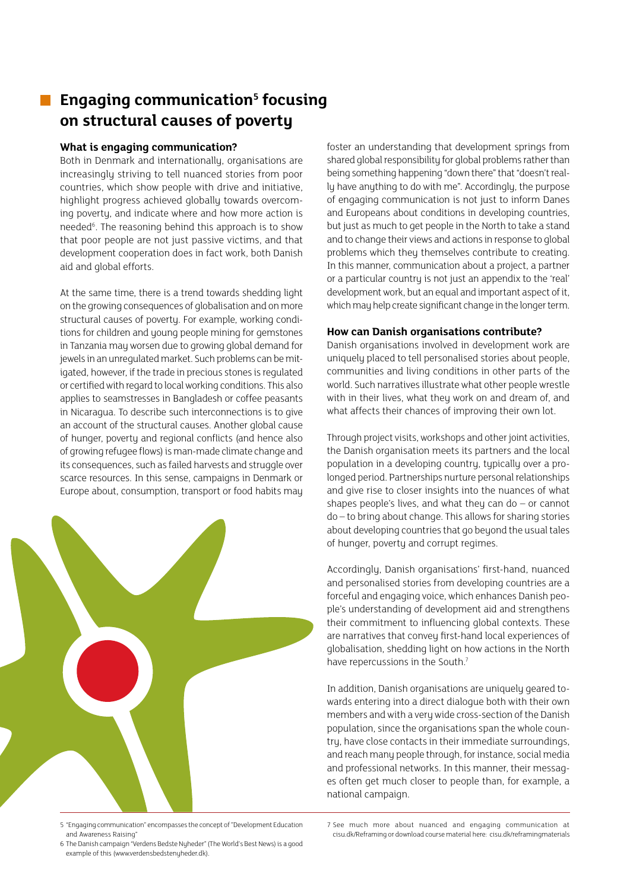## Engaging communication[5] focusing on structural causes of poverty

### What is engaging communication?

Both in Denmark and internationally, organisations are increasingly striving to tell nuanced stories from poor countries, which show people with drive and initiative, highlight progress achieved globally towards overcoming poverty, and indicate where and how more action is needed[6]. The reasoning behind this approach is to show that poor people are not just passive victims, and that development cooperation does in fact work, both Danish aid and global efforts.

At the same time, there is a trend towards shedding light on the growing consequences of globalisation and on more structural causes of poverty. For example, working conditions for children and young people mining for gemstones in Tanzania may worsen due to growing global demand for jewels in an unregulated market. Such problems can be mitigated, however, if the trade in precious stones is regulated or certified with regard to local working conditions. This also applies to seamstresses in Bangladesh or coffee peasants in Nicaragua. To describe such interconnections is to give an account of the structural causes. Another global cause of hunger, poverty and regional conflicts (and hence also of growing refugee flows) is man-made climate change and its consequences, such as failed harvests and struggle over scarce resources. In this sense, campaigns in Denmark or Europe about, consumption, transport or food habits may foster an understanding that development springs from shared global responsibility for global problems rather than being something happening "down there" that "doesn't really have anything to do with me". Accordingly, the purpose of engaging communication is not just to inform Danes and Europeans about conditions in developing countries, but just as much to get people in the North to take a stand and to change their views and actions in response to global problems which they themselves contribute to creating. In this manner, communication about a project, a partner or a particular country is not just an appendix to the 'real' development work, but an equal and important aspect of it, which may help create significant change in the longer term.

### How can Danish organisations contribute?

Danish organisations involved in development work are uniquely placed to tell personalised stories about people, communities and living conditions in other parts of the world. Such narratives illustrate what other people wrestle with in their lives, what they work on and dream of, and what affects their chances of improving their own lot.

Through project visits, workshops and other joint activities, the Danish organisation meets its partners and the local population in a developing country, typically over a prolonged period. Partnerships nurture personal relationships and give rise to closer insights into the nuances of what shapes people's lives, and what they can do – or cannot do – to bring about change. This allows for sharing stories about developing countries that go beyond the usual tales of hunger, poverty and corrupt regimes.

Accordingly, Danish organisations' first-hand, nuanced and personalised stories from developing countries are a forceful and engaging voice, which enhances Danish people's understanding of development aid and strengthens their commitment to influencing global contexts. These are narratives that convey first-hand local experiences of globalisation, shedding light on how actions in the North have repercussions in the South.[7]

In addition, Danish organisations are uniquely geared towards entering into a direct dialogue both with their own members and with a very wide cross-section of the Danish population, since the organisations span the whole country, have close contacts in their immediate surroundings, and reach many people through, for instance, social media and professional networks. In this manner, their messages often get much closer to people than, for example, a national campaign.

---

5 "Engaging communication" encompasses the concept of "Development Education and Awareness Raising"

6 The Danish campaign "Verdens Bedste Nyheder" (The World's Best News) is a good example of this (www.verdensbedstenyheder.dk).

7 See much more about nuanced and engaging communication at cisu.dk/Reframing or download course material here: cisu.dk/reframingmaterials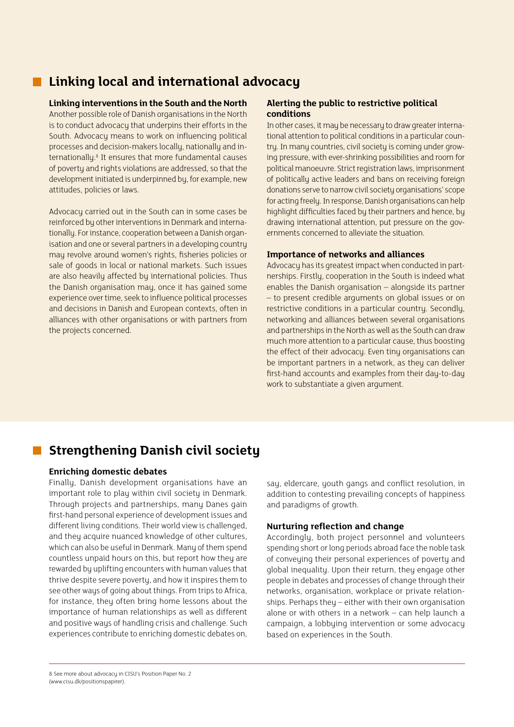## Linking local and international advocacy

### Linking interventions in the South and the North

Another possible role of Danish organisations in the North is to conduct advocacy that underpins their efforts in the South. Advocacy means to work on influencing political processes and decision-makers locally, nationally and internationally.[8] It ensures that more fundamental causes of poverty and rights violations are addressed, so that the development initiated is underpinned by, for example, new attitudes, policies or laws.

Advocacy carried out in the South can in some cases be reinforced by other interventions in Denmark and internationally. For instance, cooperation between a Danish organisation and one or several partners in a developing country may revolve around women's rights, fisheries policies or sale of goods in local or national markets. Such issues are also heavily affected by international policies. Thus the Danish organisation may, once it has gained some experience over time, seek to influence political processes and decisions in Danish and European contexts, often in alliances with other organisations or with partners from the projects concerned.

### Alerting the public to restrictive political conditions

In other cases, it may be necessary to draw greater international attention to political conditions in a particular country. In many countries, civil society is coming under growing pressure, with ever-shrinking possibilities and room for political manoeuvre. Strict registration laws, imprisonment of politically active leaders and bans on receiving foreign donations serve to narrow civil society organisations' scope for acting freely. In response, Danish organisations can help highlight difficulties faced by their partners and hence, by drawing international attention, put pressure on the governments concerned to alleviate the situation.

### Importance of networks and alliances

Advocacy has its greatest impact when conducted in partnerships. Firstly, cooperation in the South is indeed what enables the Danish organisation – alongside its partner – to present credible arguments on global issues or on restrictive conditions in a particular country. Secondly, networking and alliances between several organisations and partnerships in the North as well as the South can draw much more attention to a particular cause, thus boosting the effect of their advocacy. Even tiny organisations can be important partners in a network, as they can deliver first-hand accounts and examples from their day-to-day work to substantiate a given argument.

## Strengthening Danish civil society

### Enriching domestic debates

Finally, Danish development organisations have an important role to play within civil society in Denmark. Through projects and partnerships, many Danes gain first-hand personal experience of development issues and different living conditions. Their world view is challenged, and they acquire nuanced knowledge of other cultures, which can also be useful in Denmark. Many of them spend countless unpaid hours on this, but report how they are rewarded by uplifting encounters with human values that thrive despite severe poverty, and how it inspires them to see other ways of going about things. From trips to Africa, for instance, they often bring home lessons about the importance of human relationships as well as different and positive ways of handling crisis and challenge. Such experiences contribute to enriching domestic debates on, say, eldercare, youth gangs and conflict resolution, in addition to contesting prevailing concepts of happiness and paradigms of growth.

### Nurturing reflection and change

Accordingly, both project personnel and volunteers spending short or long periods abroad face the noble task of conveying their personal experiences of poverty and global inequality. Upon their return, they engage other people in debates and processes of change through their networks, organisation, workplace or private relationships. Perhaps they – either with their own organisation alone or with others in a network – can help launch a campaign, a lobbying intervention or some advocacy based on experiences in the South.

---

8 See more about advocacy in CISU's Position Paper No. 2 (www.cisu.dk/positionspapirer).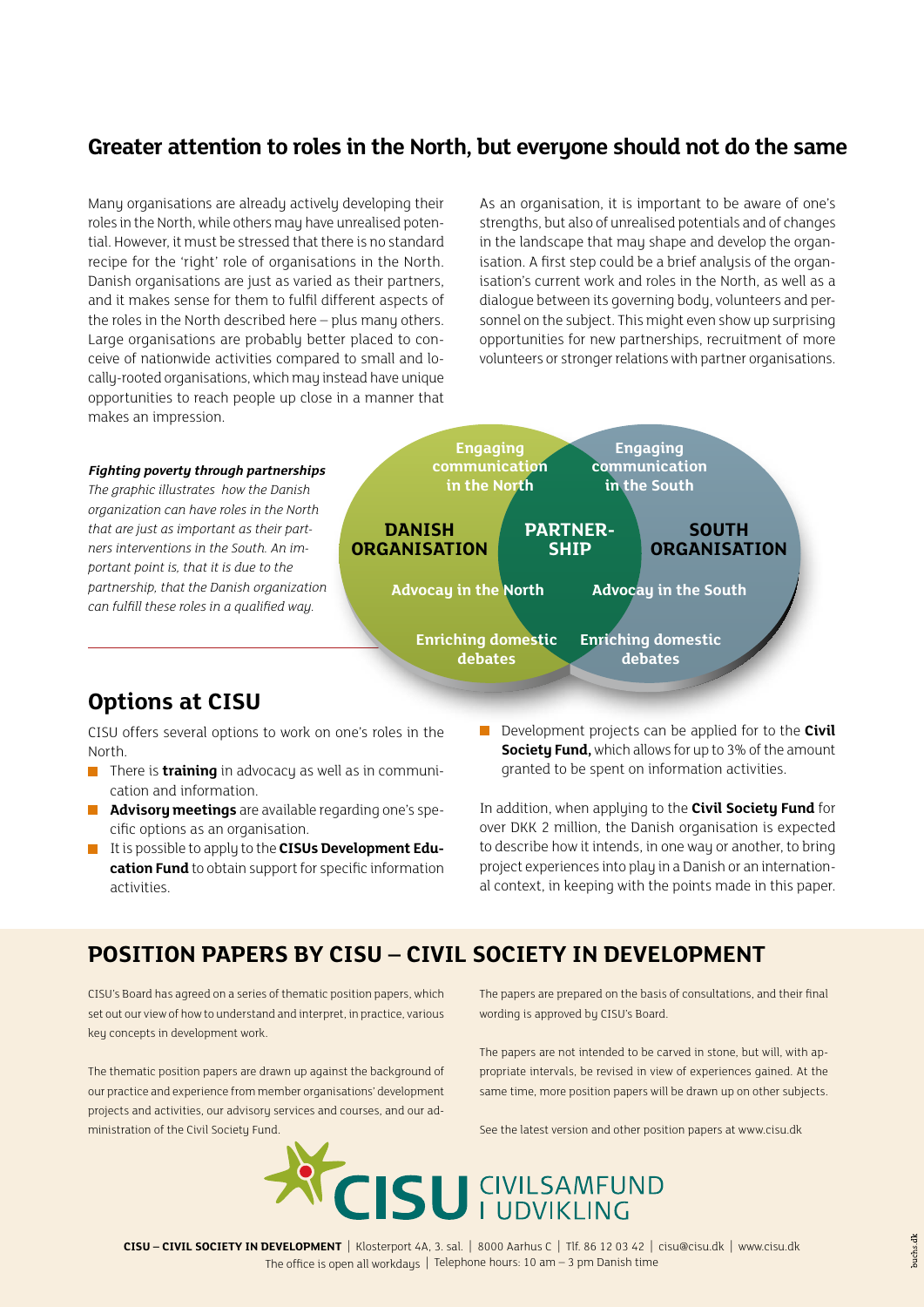## Greater attention to roles in the North, but everyone should not do the same

Many organisations are already actively developing their roles in the North, while others may have unrealised potential. However, it must be stressed that there is no standard recipe for the 'right' role of organisations in the North. Danish organisations are just as varied as their partners, and it makes sense for them to fulfil different aspects of the roles in the North described here – plus many others. Large organisations are probably better placed to conceive of nationwide activities compared to small and locally-rooted organisations, which may instead have unique opportunities to reach people up close in a manner that makes an impression.

As an organisation, it is important to be aware of one's strengths, but also of unrealised potentials and of changes in the landscape that may shape and develop the organisation. A first step could be a brief analysis of the organisation's current work and roles in the North, as well as a dialogue between its governing body, volunteers and personnel on the subject. This might even show up surprising opportunities for new partnerships, recruitment of more volunteers or stronger relations with partner organisations.

***Fighting poverty through partnerships***
*The graphic illustrates how the Danish organization can have roles in the North that are just as important as their partners interventions in the South. An important point is, that it is due to the partnership, that the Danish organization can fulfill these roles in a qualified way.*

Engaging communication in the North
Engaging communication in the South
DANISH ORGANISATION
PARTNER-SHIP
SOUTH ORGANISATION
Advocay in the North
Advocay in the South
Enriching domestic debates
Enriching domestic debates

## Options at CISU

CISU offers several options to work on one's roles in the North.

- There is **training** in advocacy as well as in communication and information.
- **Advisory meetings** are available regarding one's specific options as an organisation.
- It is possible to apply to the **CISUs Development Education Fund** to obtain support for specific information activities.
- Development projects can be applied for to the **Civil Society Fund,** which allows for up to 3% of the amount granted to be spent on information activities.

In addition, when applying to the **Civil Society Fund** for over DKK 2 million, the Danish organisation is expected to describe how it intends, in one way or another, to bring project experiences into play in a Danish or an international context, in keeping with the points made in this paper.

## POSITION PAPERS BY CISU – CIVIL SOCIETY IN DEVELOPMENT

CISU's Board has agreed on a series of thematic position papers, which set out our view of how to understand and interpret, in practice, various key concepts in development work.

The thematic position papers are drawn up against the background of our practice and experience from member organisations' development projects and activities, our advisory services and courses, and our administration of the Civil Society Fund.

The papers are prepared on the basis of consultations, and their final wording is approved by CISU's Board.

The papers are not intended to be carved in stone, but will, with appropriate intervals, be revised in view of experiences gained. At the same time, more position papers will be drawn up on other subjects.

See the latest version and other position papers at www.cisu.dk

CISU CIVILSAMFUND I UDVIKLING

**CISU – CIVIL SOCIETY IN DEVELOPMENT** | Klosterport 4A, 3. sal. | 8000 Aarhus C | Tlf. 86 12 03 42 | cisu@cisu.dk | www.cisu.dk
The office is open all workdays | Telephone hours: 10 am – 3 pm Danish time